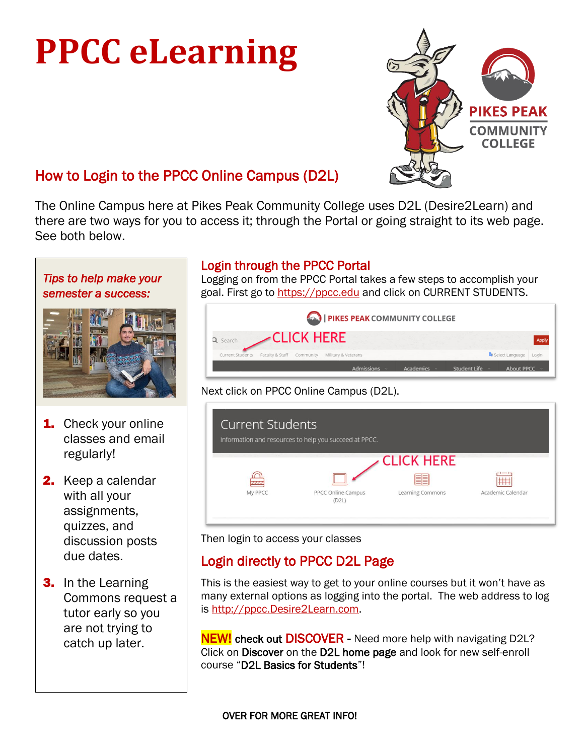# PPCC eLearning

PIKES PEAK COMMUNITY COLLEGE

## How to Login to the PPCC Online Campus (D2L)

The Online Campus here at Pikes Peak Community College uses D2L (Desire2Learn) and there are two ways for you to access it; through the Portal or going straight to its web page. See both below.

### Login through the PPCC Portal

Logging on from the PPCC Portal takes a few steps to accomplish your goal. First go to https://ppcc.edu and click on CURRENT STUDENTS.

Next click on PPCC Online Campus (D2L).

Then login to access your classes

### Login directly to PPCC D2L Page

This is the easiest way to get to your online courses but it won't have as many external options as logging into the portal. The web address to log is http://ppcc.Desire2Learn.com.

**NEW! check out DISCOVER** - Need more help with navigating D2L? Click on **Discover** on the **D2L home page** and look for new self-enroll course "**D2L Basics for Students**"!

### *Tips to help make your semester a success:*

1. Check your online classes and email regularly!
2. Keep a calendar with all your assignments, quizzes, and discussion posts due dates.
3. In the Learning Commons request a tutor early so you are not trying to catch up later.

**OVER FOR MORE GREAT INFO!**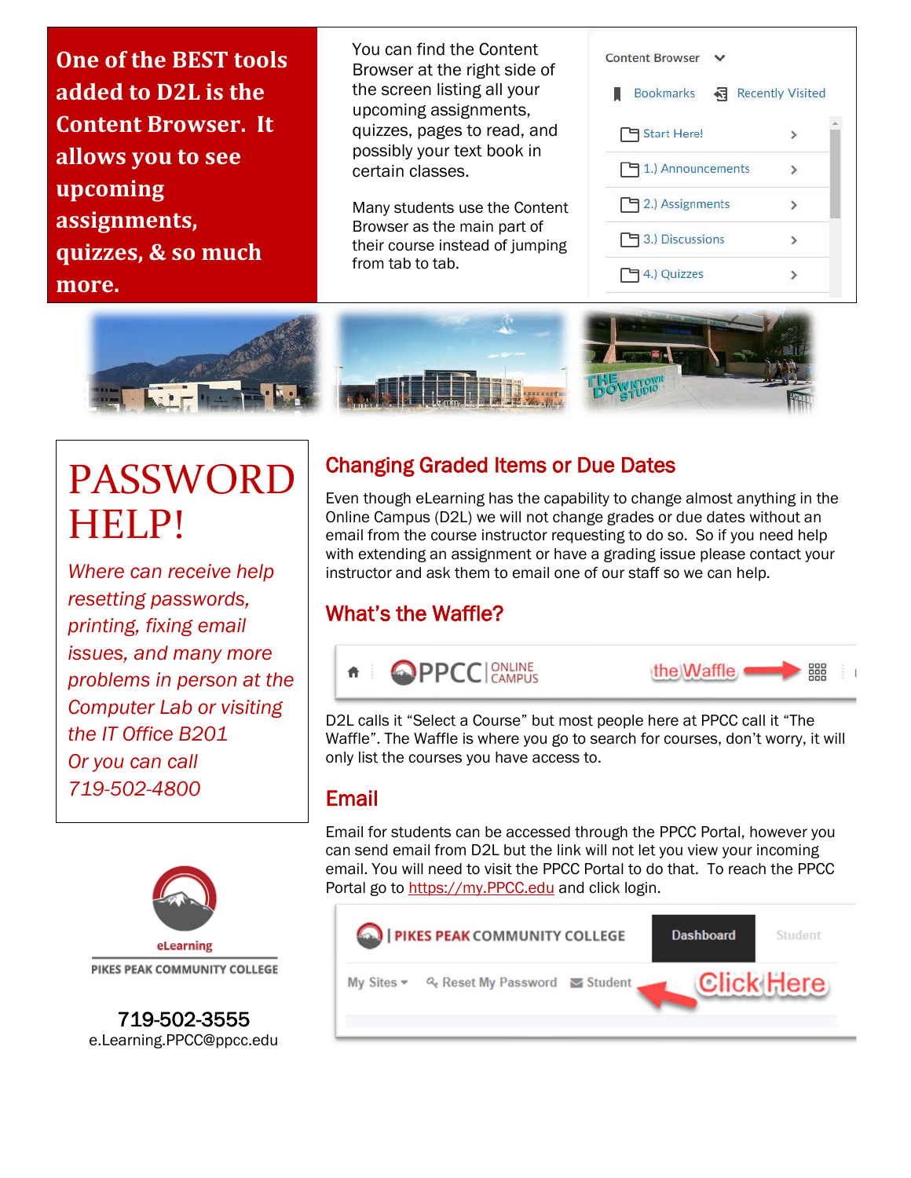**One of the BEST tools added to D2L is the Content Browser. It allows you to see upcoming assignments, quizzes, & so much more.**

You can find the Content Browser at the right side of the screen listing all your upcoming assignments, quizzes, pages to read, and possibly your text book in certain classes.

Many students use the Content Browser as the main part of their course instead of jumping from tab to tab.

Content Browser

Bookmarks Recently Visited

- Start Here!
- 1.) Announcements
- 2.) Assignments
- 3.) Discussions
- 4.) Quizzes

# PASSWORD HELP!

*Where can receive help resetting passwords, printing, fixing email issues, and many more problems in person at the Computer Lab or visiting the IT Office B201*

*Or you can call 719-502-4800*

## Changing Graded Items or Due Dates

Even though eLearning has the capability to change almost anything in the Online Campus (D2L) we will not change grades or due dates without an email from the course instructor requesting to do so. So if you need help with extending an assignment or have a grading issue please contact your instructor and ask them to email one of our staff so we can help.

## What's the Waffle?

PPCC | ONLINE CAMPUS the Waffle

D2L calls it "Select a Course" but most people here at PPCC call it "The Waffle". The Waffle is where you go to search for courses, don't worry, it will only list the courses you have access to.

## Email

Email for students can be accessed through the PPCC Portal, however you can send email from D2L but the link will not let you view your incoming email. You will need to visit the PPCC Portal to do that. To reach the PPCC Portal go to https://my.PPCC.edu and click login.

| PIKES PEAK COMMUNITY COLLEGE Dashboard Student

My Sites Reset My Password Student Click Here

eLearning

PIKES PEAK COMMUNITY COLLEGE

719-502-3555

e.Learning.PPCC@ppcc.edu